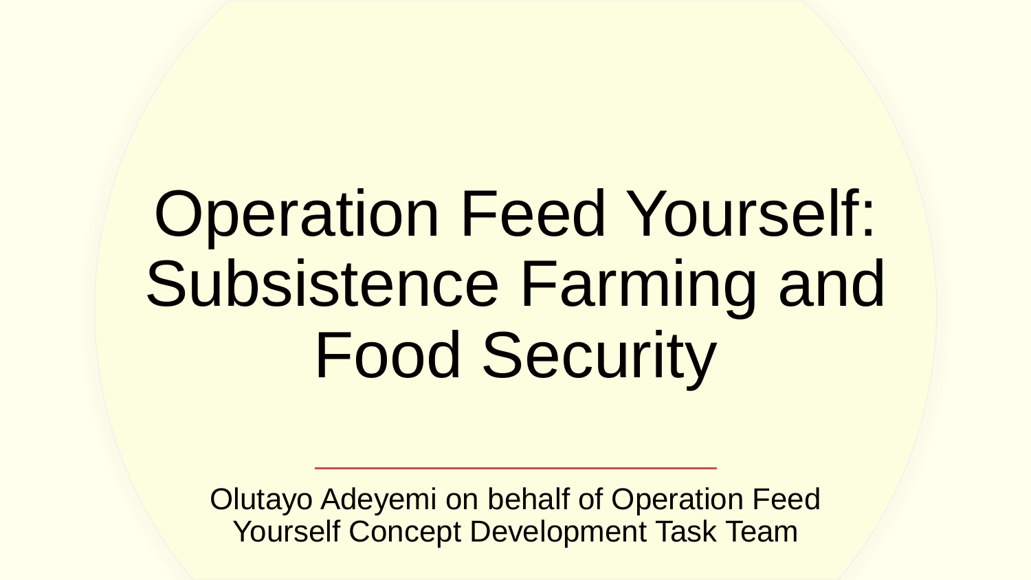# Operation Feed Yourself: Subsistence Farming and Food Security

Olutayo Adeyemi on behalf of Operation Feed Yourself Concept Development Task Team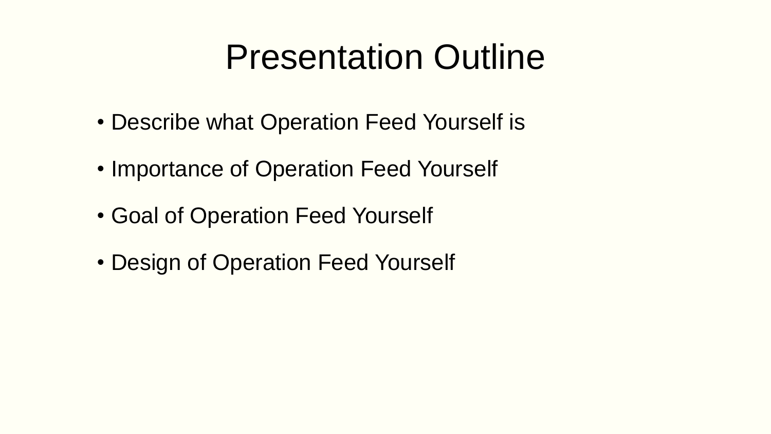# Presentation Outline

- Describe what Operation Feed Yourself is
- Importance of Operation Feed Yourself
- Goal of Operation Feed Yourself
- Design of Operation Feed Yourself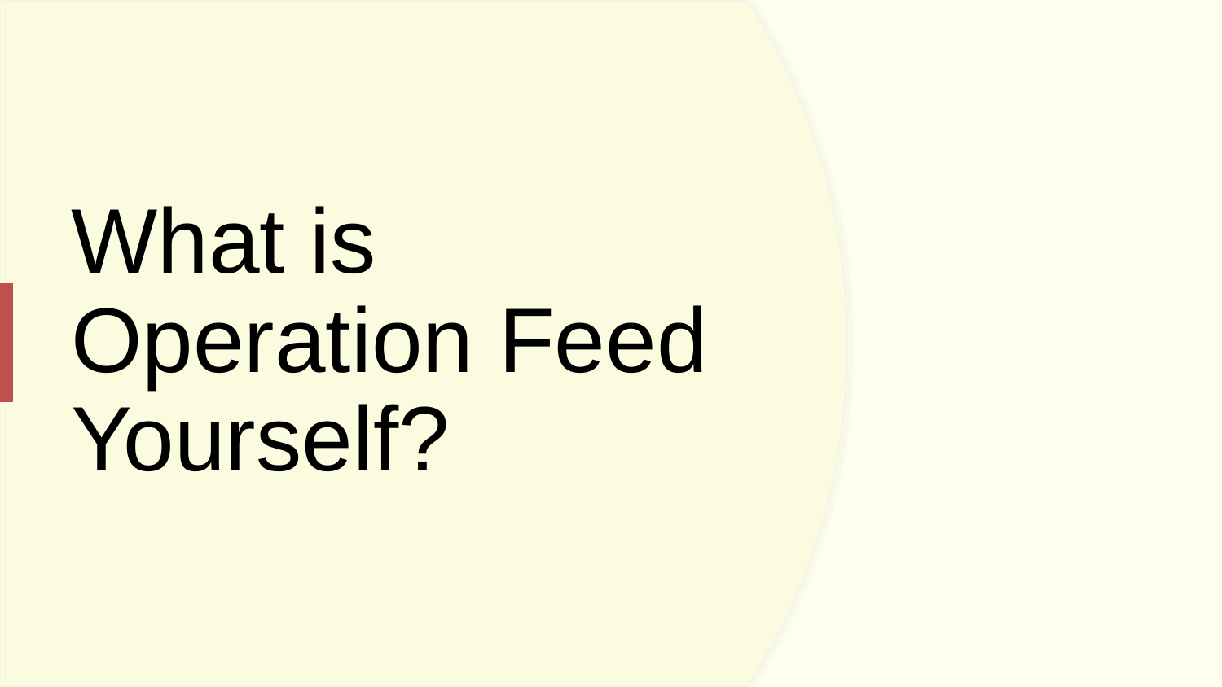# What is Operation Feed Yourself?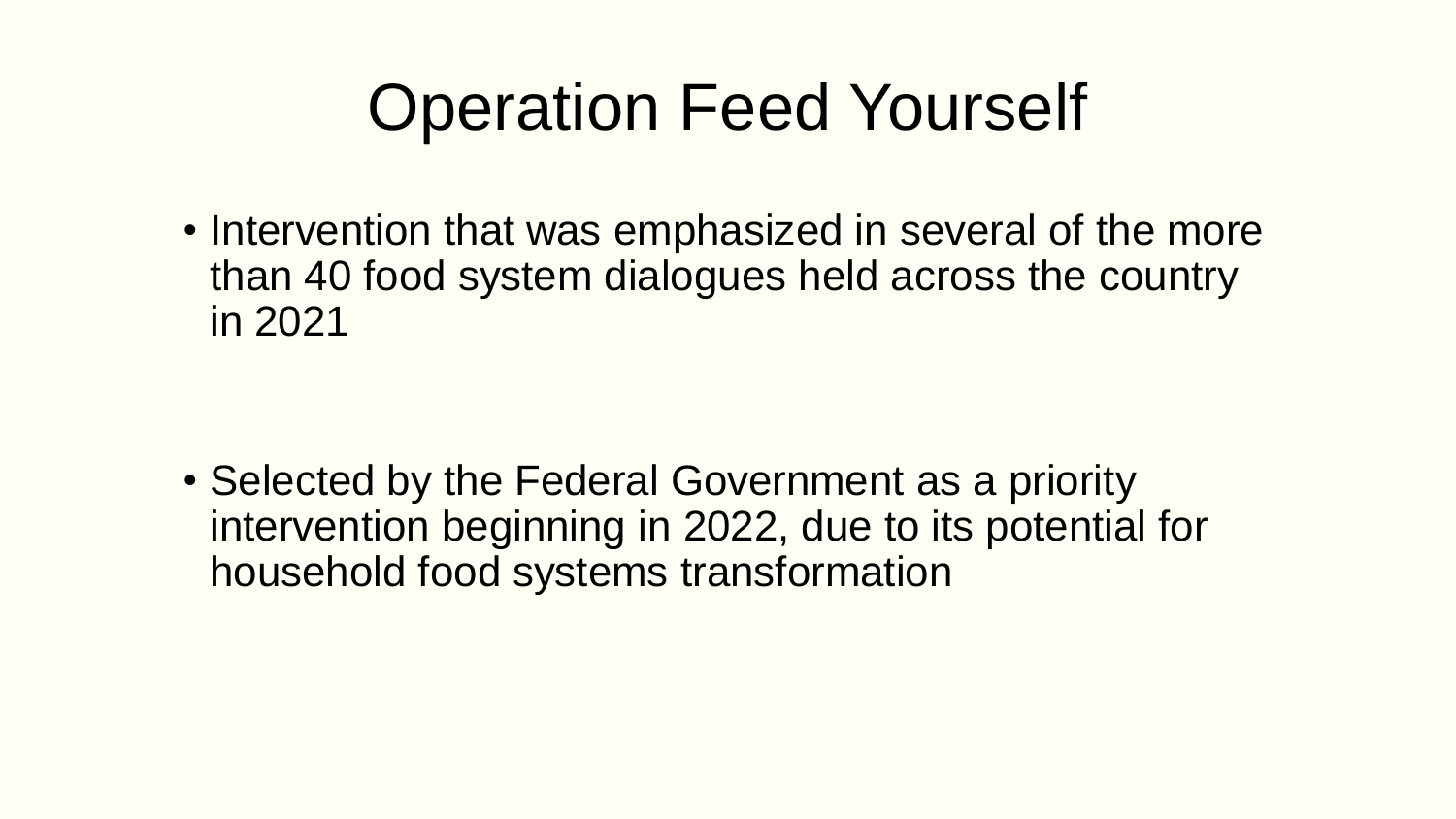# Operation Feed Yourself

- Intervention that was emphasized in several of the more than 40 food system dialogues held across the country in 2021

- Selected by the Federal Government as a priority intervention beginning in 2022, due to its potential for household food systems transformation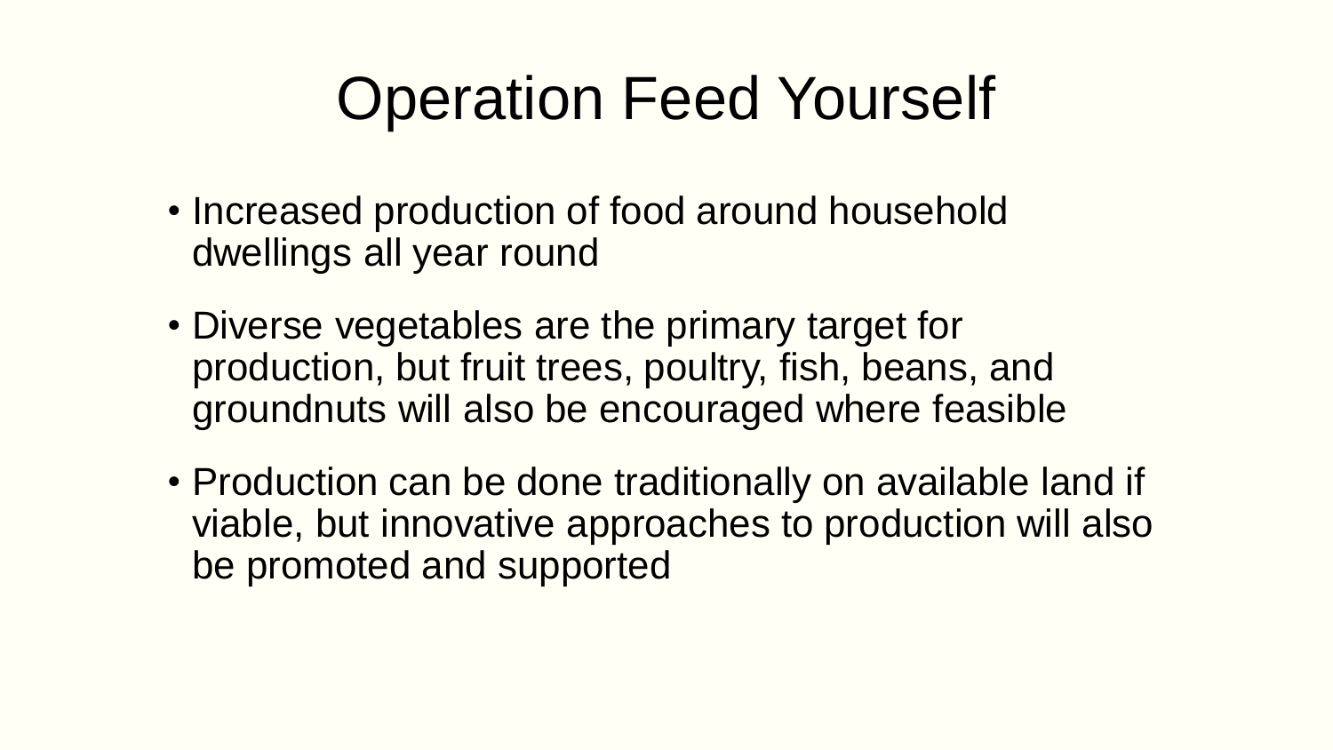# Operation Feed Yourself

- Increased production of food around household dwellings all year round
- Diverse vegetables are the primary target for production, but fruit trees, poultry, fish, beans, and groundnuts will also be encouraged where feasible
- Production can be done traditionally on available land if viable, but innovative approaches to production will also be promoted and supported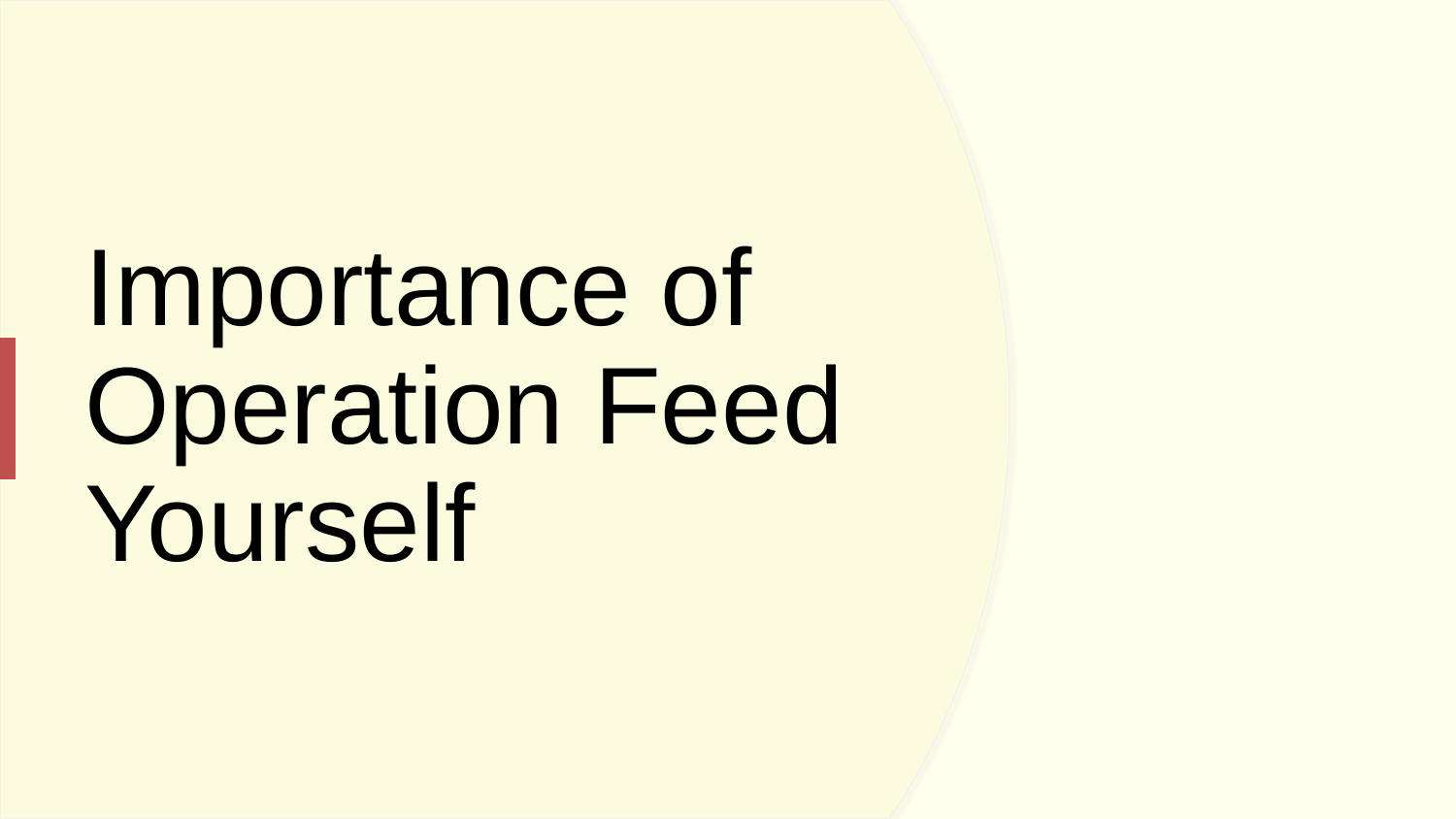# Importance of Operation Feed Yourself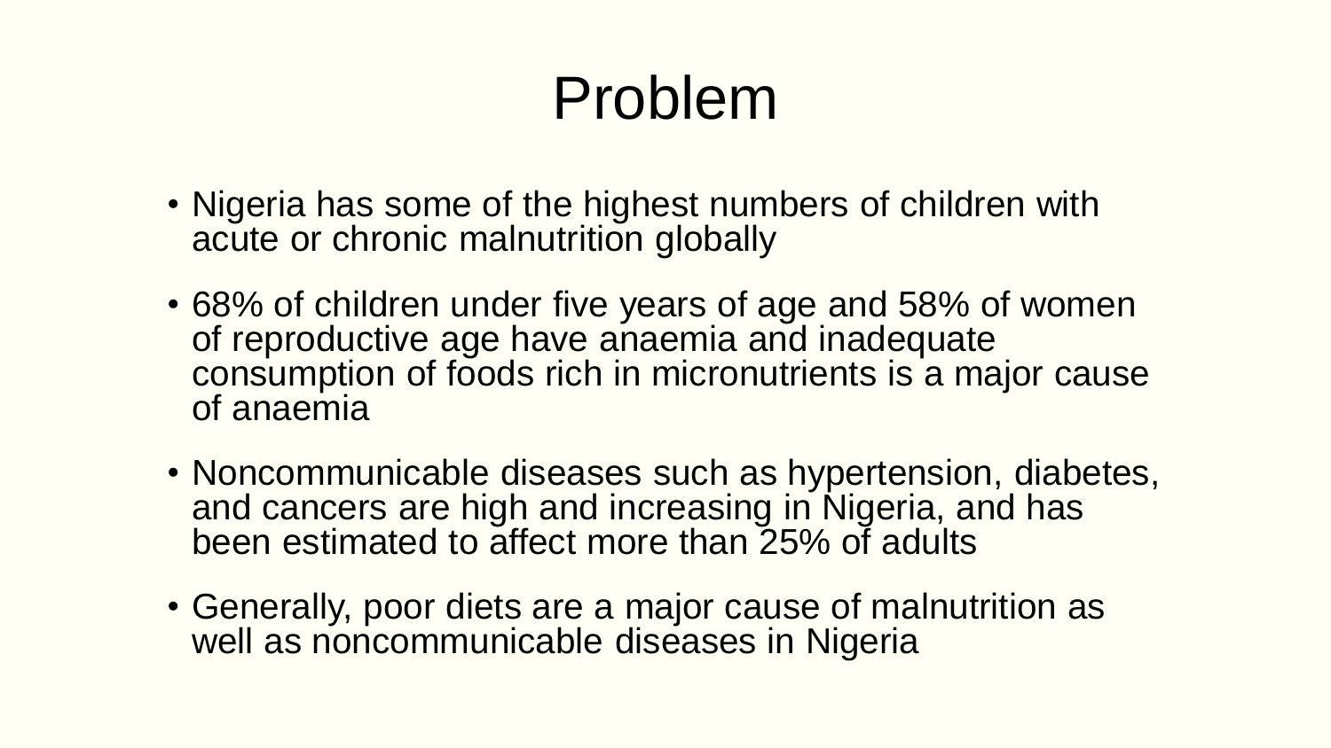# Problem

- Nigeria has some of the highest numbers of children with acute or chronic malnutrition globally
- 68% of children under five years of age and 58% of women of reproductive age have anaemia and inadequate consumption of foods rich in micronutrients is a major cause of anaemia
- Noncommunicable diseases such as hypertension, diabetes, and cancers are high and increasing in Nigeria, and has been estimated to affect more than 25% of adults
- Generally, poor diets are a major cause of malnutrition as well as noncommunicable diseases in Nigeria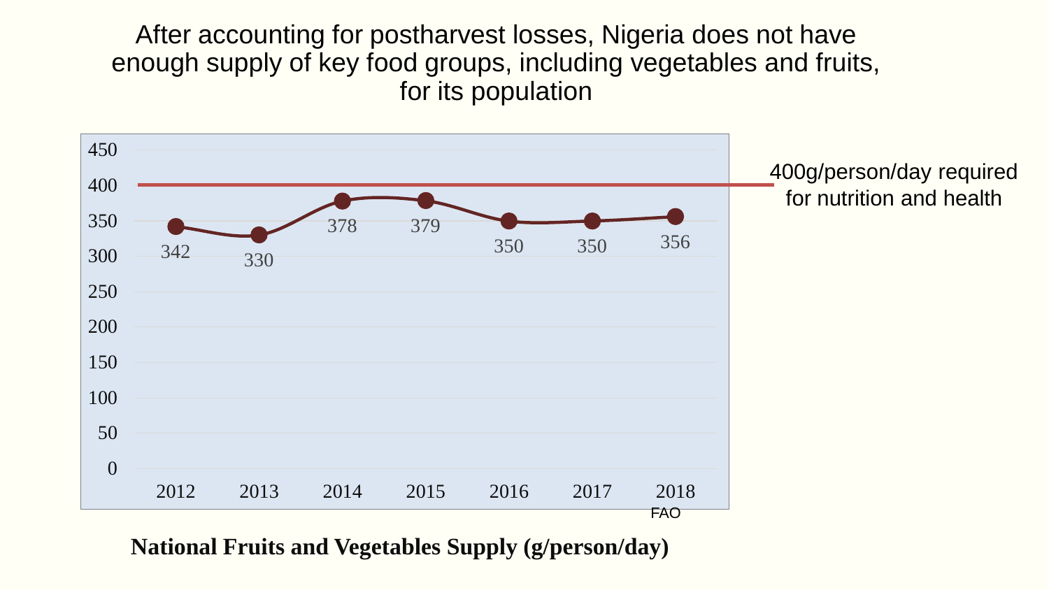# After accounting for postharvest losses, Nigeria does not have enough supply of key food groups, including vegetables and fruits, for its population

| Year | 2012 | 2013 | 2014 | 2015 | 2016 | 2017 | 2018 |
|---|---|---|---|---|---|---|---|
| Supply (g/person/day) | 342 | 330 | 378 | 379 | 350 | 350 | 356 |

400g/person/day required for nutrition and health

FAO

**National Fruits and Vegetables Supply (g/person/day)**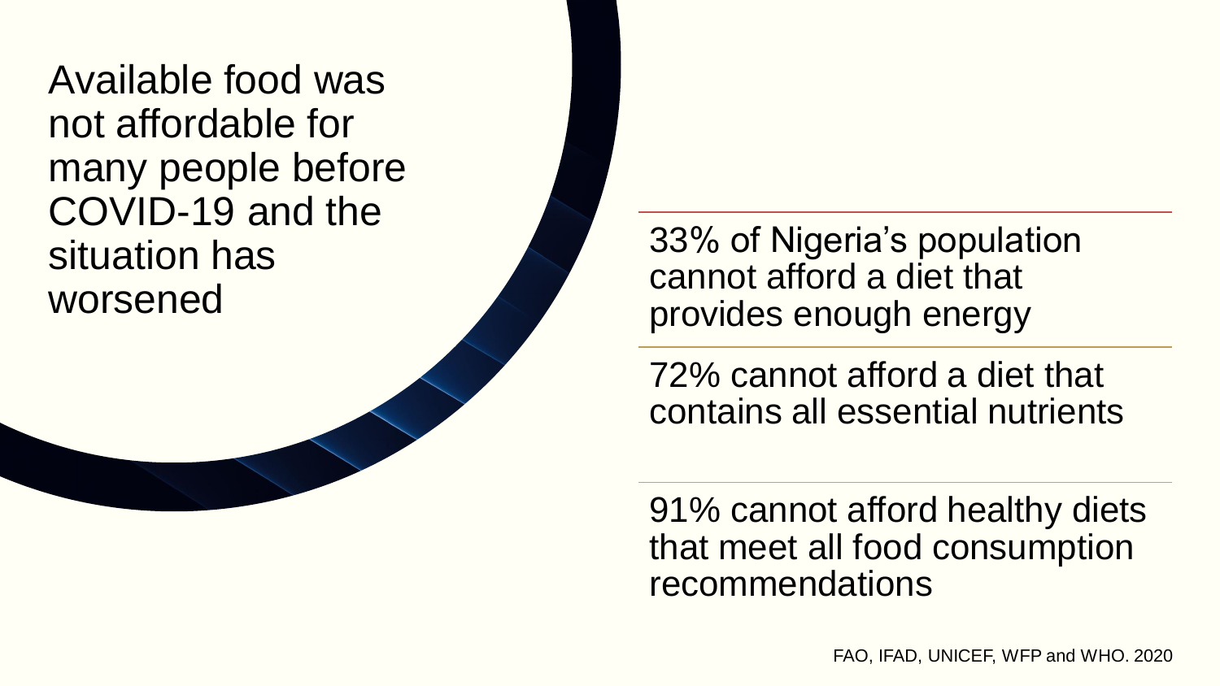## Available food was not affordable for many people before COVID-19 and the situation has worsened

33% of Nigeria's population cannot afford a diet that provides enough energy

72% cannot afford a diet that contains all essential nutrients

91% cannot afford healthy diets that meet all food consumption recommendations

FAO, IFAD, UNICEF, WFP and WHO. 2020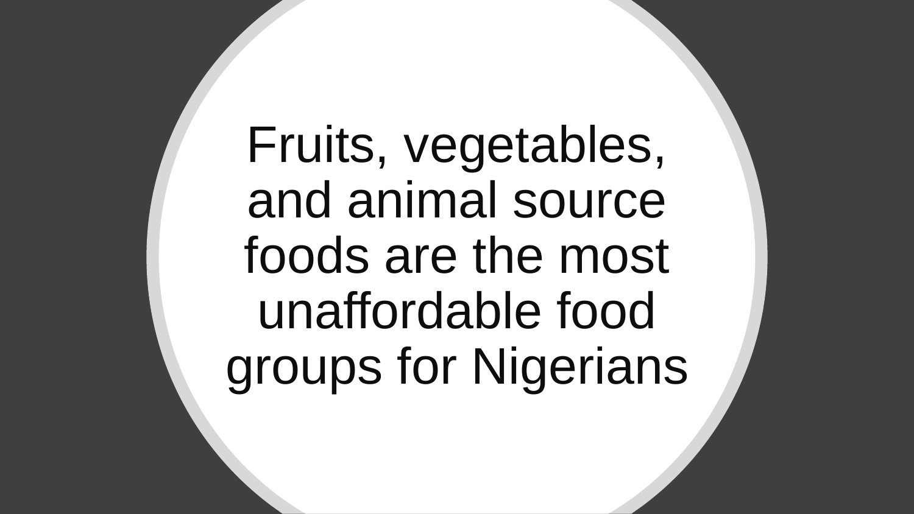# Fruits, vegetables, and animal source foods are the most unaffordable food groups for Nigerians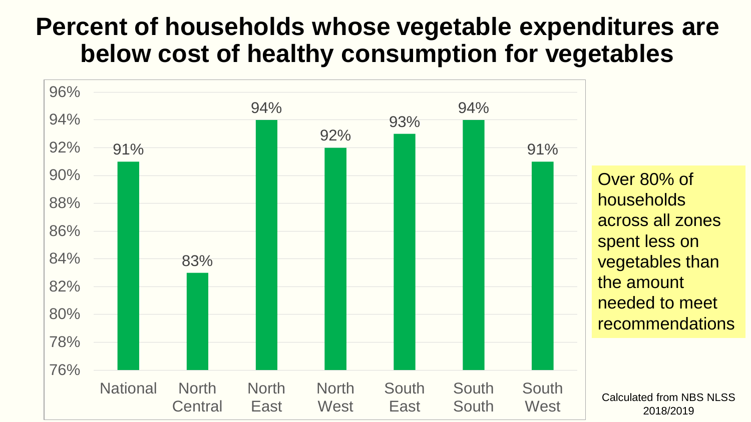# Percent of households whose vegetable expenditures are below cost of healthy consumption for vegetables

| Zone | Percent |
| --- | --- |
| National | 91% |
| North Central | 83% |
| North East | 94% |
| North West | 92% |
| South East | 93% |
| South South | 94% |
| South West | 91% |

Over 80% of households across all zones spent less on vegetables than the amount needed to meet recommendations

Calculated from NBS NLSS 2018/2019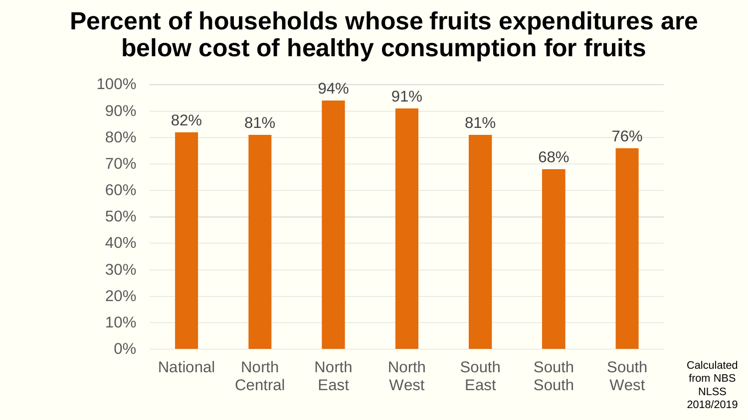# Percent of households whose fruits expenditures are below cost of healthy consumption for fruits

| Region | Percent |
|---|---|
| National | 82% |
| North Central | 81% |
| North East | 94% |
| North West | 91% |
| South East | 81% |
| South South | 68% |
| South West | 76% |

Calculated from NBS NLSS 2018/2019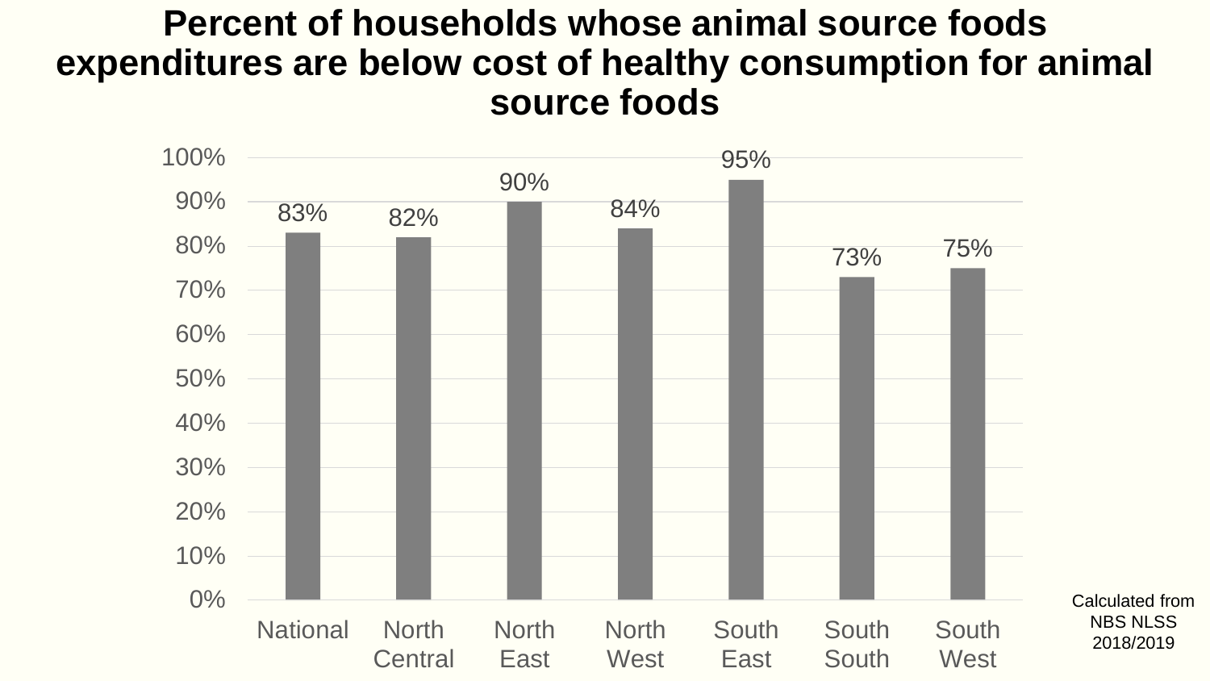# Percent of households whose animal source foods expenditures are below cost of healthy consumption for animal source foods

| Region | Percent |
|---|---|
| National | 83% |
| North Central | 82% |
| North East | 90% |
| North West | 84% |
| South East | 95% |
| South South | 73% |
| South West | 75% |

Calculated from NBS NLSS 2018/2019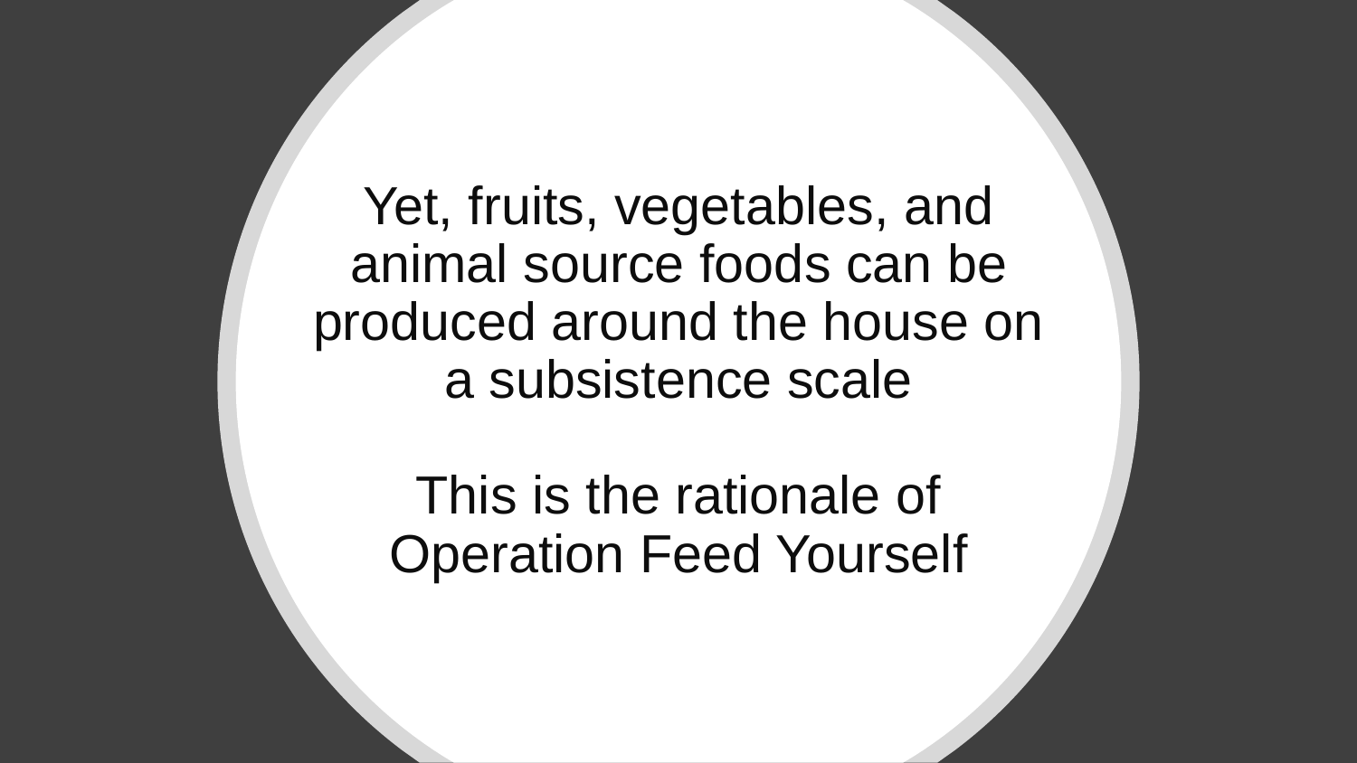Yet, fruits, vegetables, and animal source foods can be produced around the house on a subsistence scale

This is the rationale of Operation Feed Yourself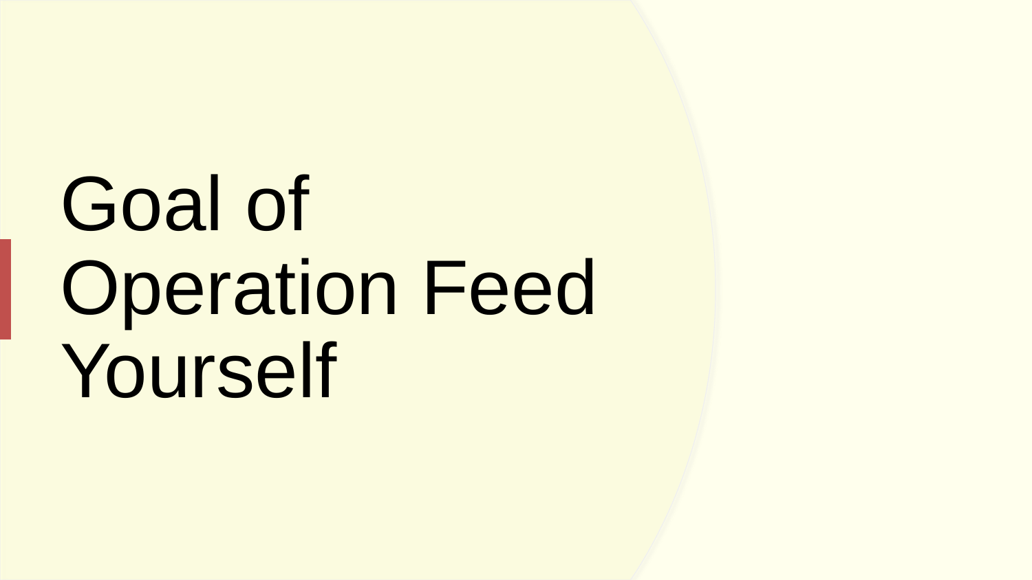# Goal of Operation Feed Yourself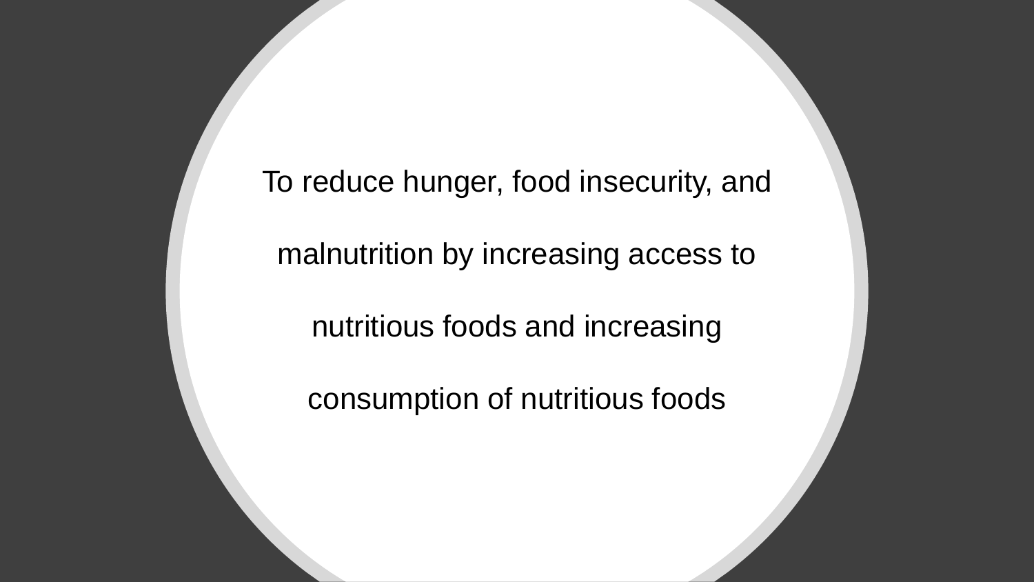To reduce hunger, food insecurity, and malnutrition by increasing access to nutritious foods and increasing consumption of nutritious foods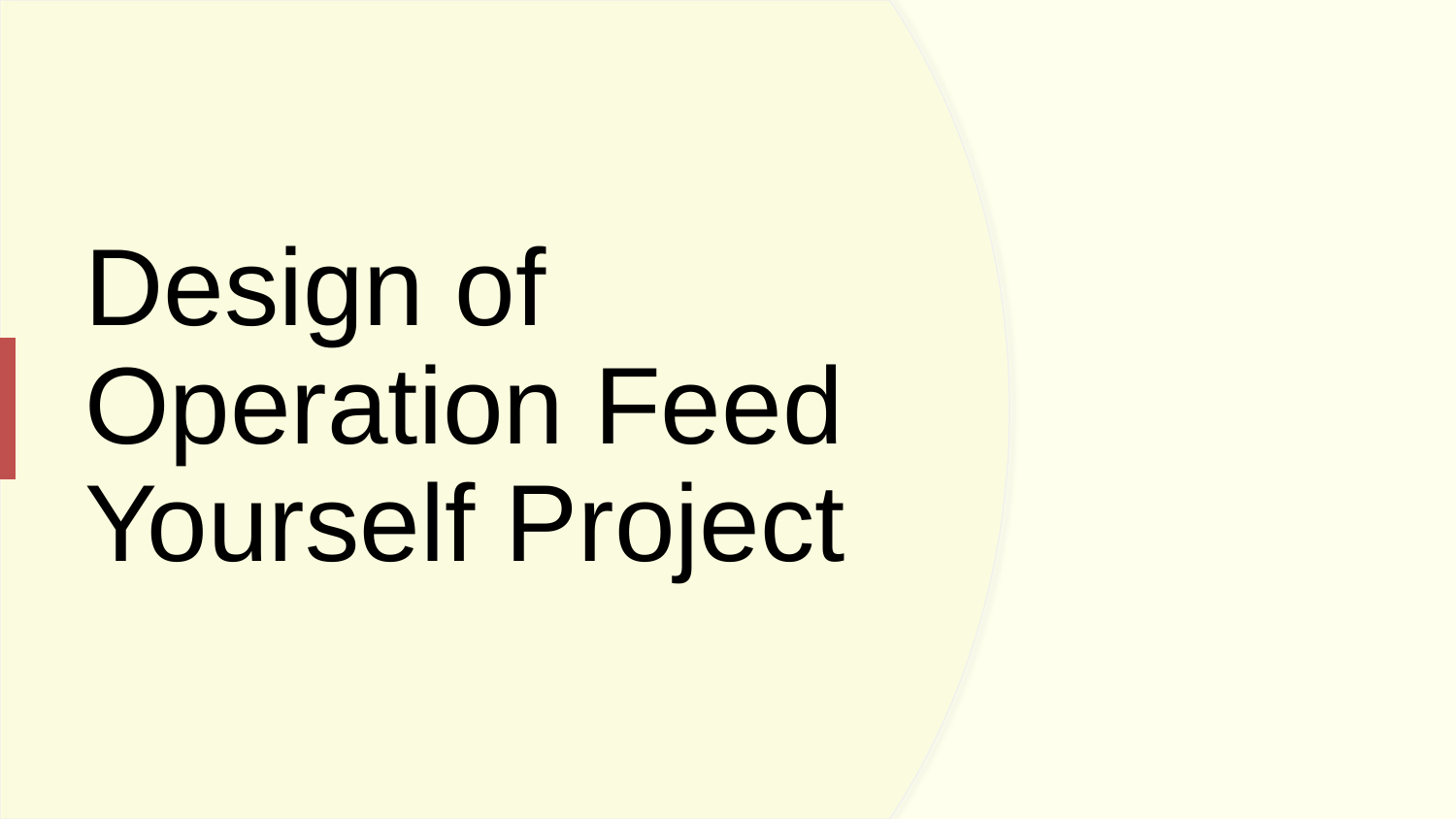# Design of Operation Feed Yourself Project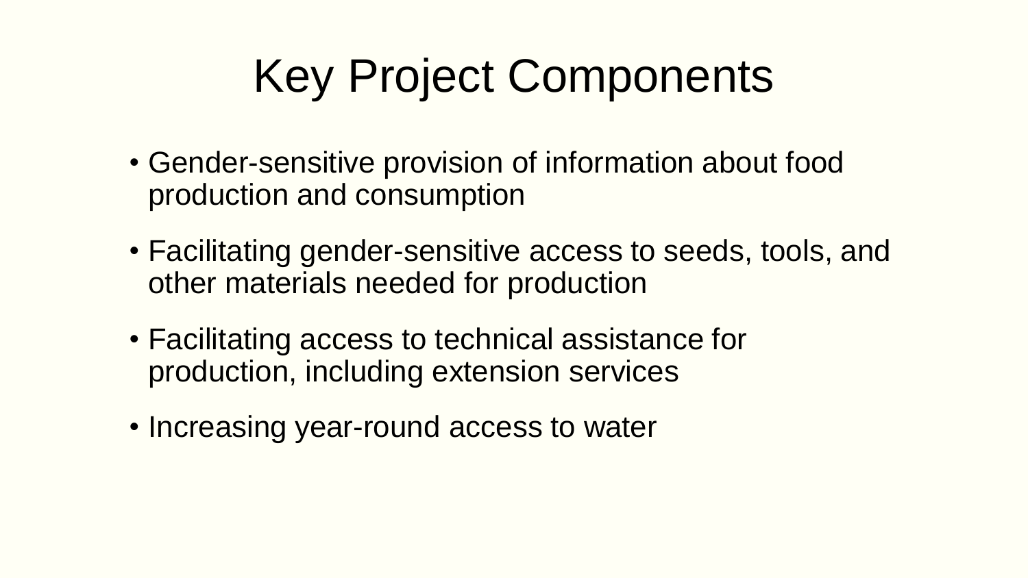# Key Project Components

- Gender-sensitive provision of information about food production and consumption
- Facilitating gender-sensitive access to seeds, tools, and other materials needed for production
- Facilitating access to technical assistance for production, including extension services
- Increasing year-round access to water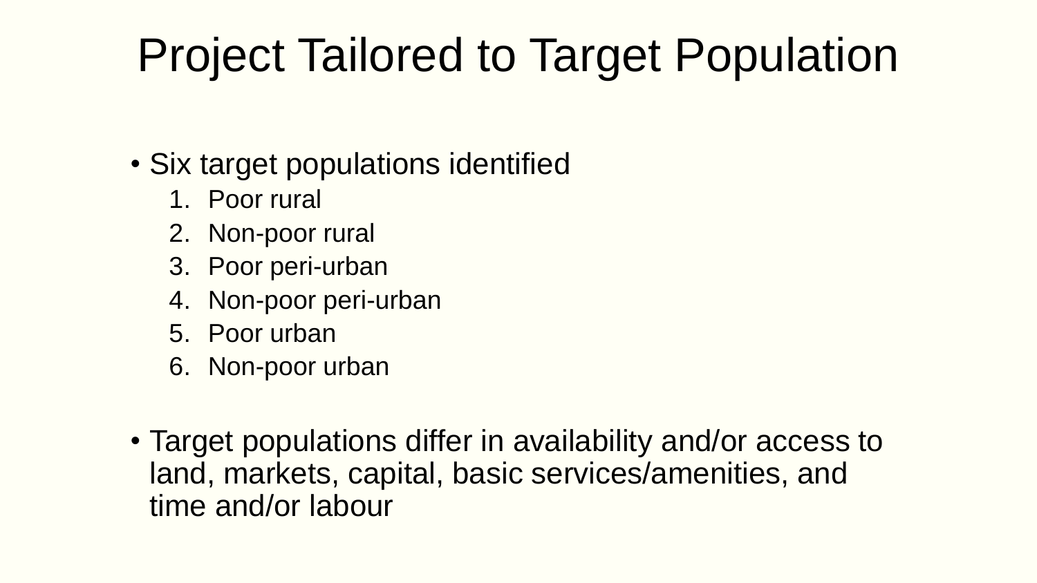# Project Tailored to Target Population

- Six target populations identified
    1. Poor rural
    2. Non-poor rural
    3. Poor peri-urban
    4. Non-poor peri-urban
    5. Poor urban
    6. Non-poor urban

- Target populations differ in availability and/or access to land, markets, capital, basic services/amenities, and time and/or labour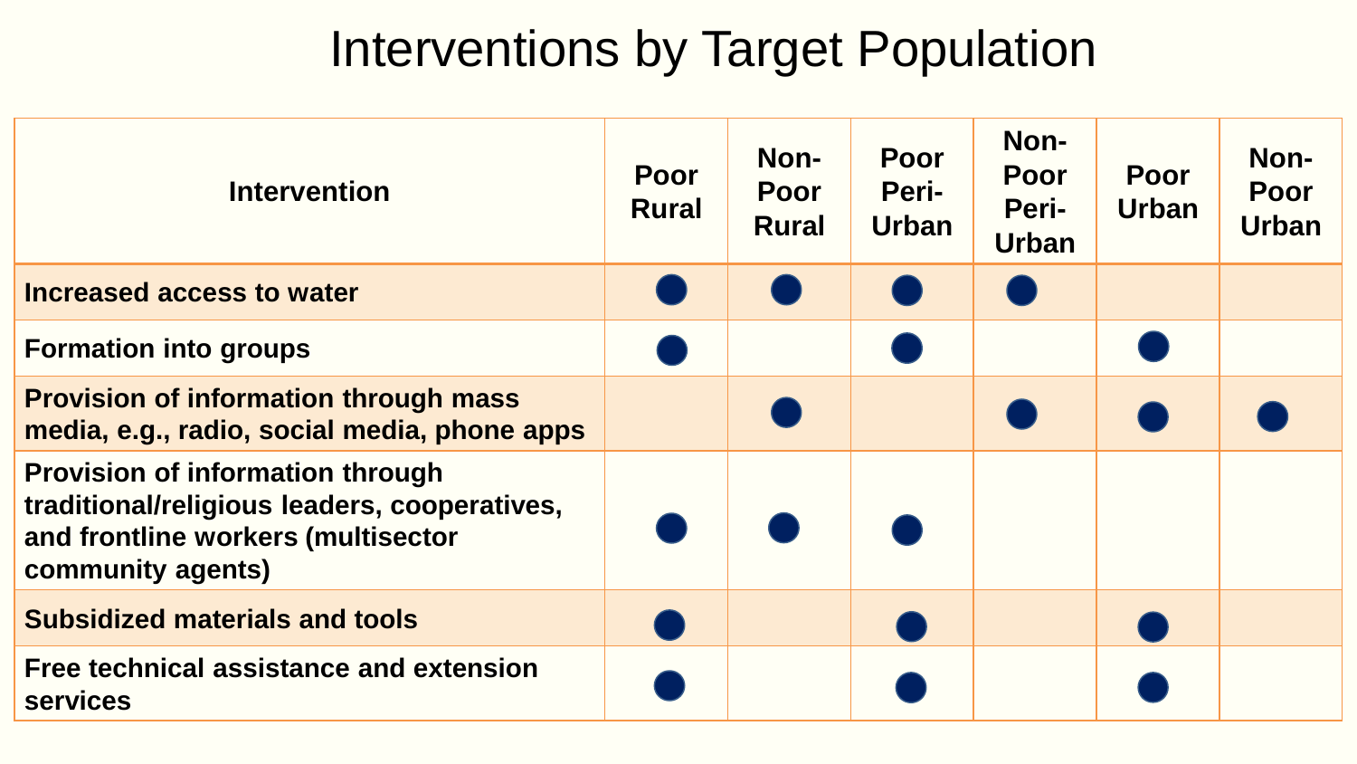# Interventions by Target Population

| Intervention | Poor Rural | Non-Poor Rural | Poor Peri-Urban | Non-Poor Peri-Urban | Poor Urban | Non-Poor Urban |
|---|---|---|---|---|---|---|
| **Increased access to water** | ● | ● | ● | ● | | |
| **Formation into groups** | ● | | ● | | ● | |
| **Provision of information through mass media, e.g., radio, social media, phone apps** | | ● | | ● | ● | ● |
| **Provision of information through traditional/religious leaders, cooperatives, and frontline workers (multisector community agents)** | ● | ● | ● | | | |
| **Subsidized materials and tools** | ● | | ● | | ● | |
| **Free technical assistance and extension services** | ● | | ● | | ● | |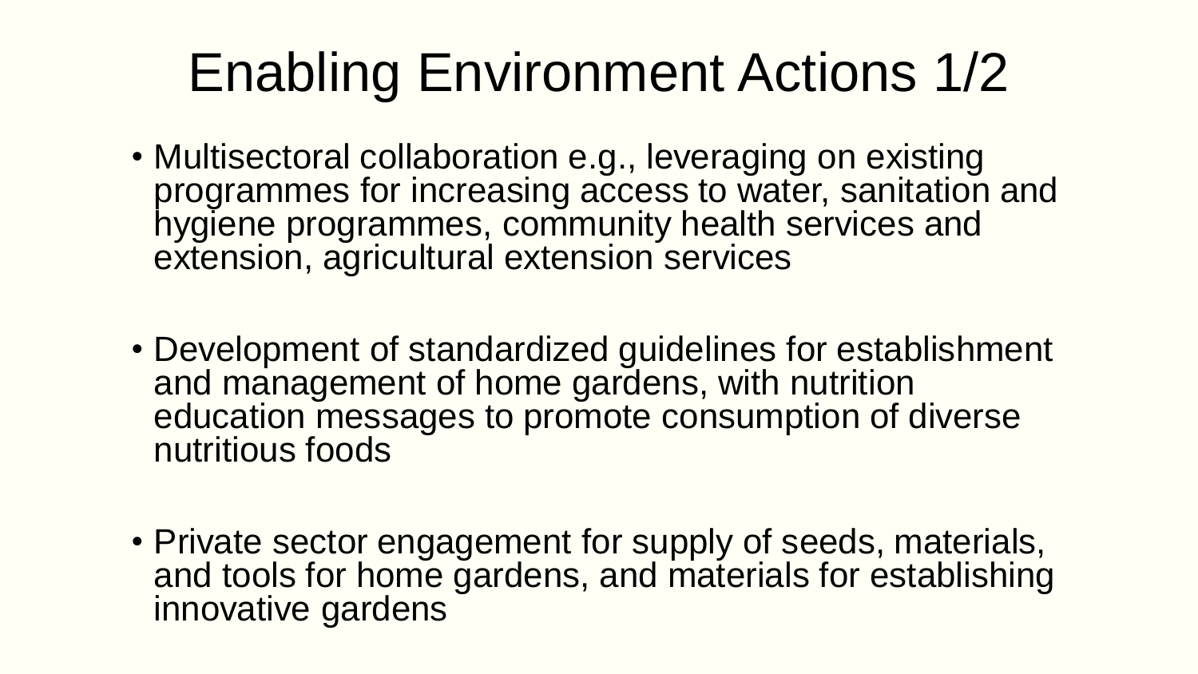# Enabling Environment Actions 1/2

- Multisectoral collaboration e.g., leveraging on existing programmes for increasing access to water, sanitation and hygiene programmes, community health services and extension, agricultural extension services
- Development of standardized guidelines for establishment and management of home gardens, with nutrition education messages to promote consumption of diverse nutritious foods
- Private sector engagement for supply of seeds, materials, and tools for home gardens, and materials for establishing innovative gardens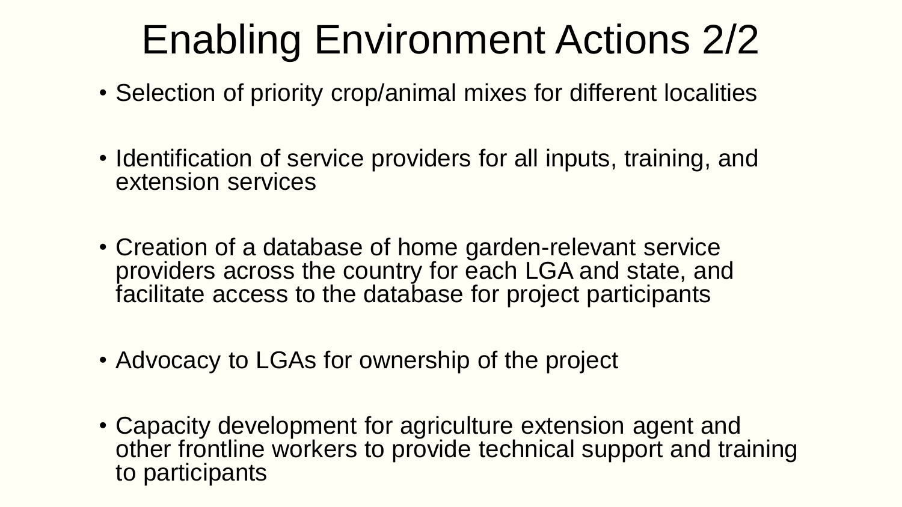# Enabling Environment Actions 2/2

- Selection of priority crop/animal mixes for different localities
- Identification of service providers for all inputs, training, and extension services
- Creation of a database of home garden-relevant service providers across the country for each LGA and state, and facilitate access to the database for project participants
- Advocacy to LGAs for ownership of the project
- Capacity development for agriculture extension agent and other frontline workers to provide technical support and training to participants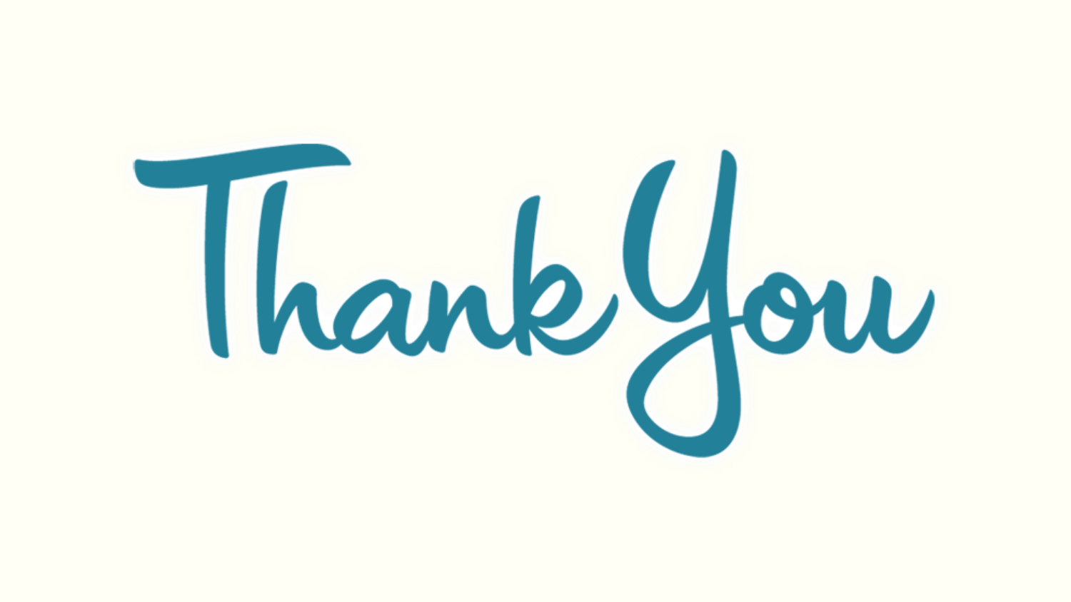# Thank You